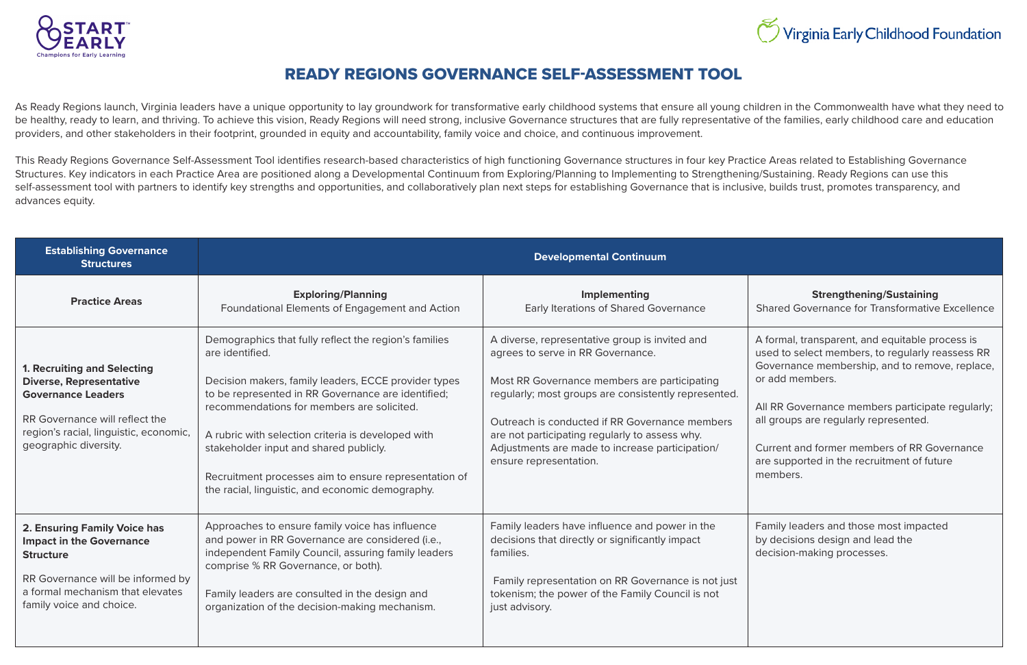# READY REGIONS GOVERNANCE SELF-ASSESSMENT TOOL

As Ready Regions launch, Virginia leaders have a unique opportunity to lay groundwork for transformative early childhood systems that ensure all young children in the Commonwealth have what they need to be healthy, ready to learn, and thriving. To achieve this vision, Ready Regions will need strong, inclusive Governance structures that are fully representative of the families, early childhood care and education providers, and other stakeholders in their footprint, grounded in equity and accountability, family voice and choice, and continuous improvement.

This Ready Regions Governance Self-Assessment Tool identifies research-based characteristics of high functioning Governance structures in four key Practice Areas related to Establishing Governance Structures. Key indicators in each Practice Area are positioned along a Developmental Continuum from Exploring/Planning to Implementing to Strengthening/Sustaining. Ready Regions can use this self-assessment tool with partners to identify key strengths and opportunities, and collaboratively plan next steps for establishing Governance that is inclusive, builds trust, promotes transparency, and advances equity.

| Establishing Governance Structures | Developmental Continuum | | |
|---|---|---|---|
| **Practice Areas** | **Exploring/Planning**<br>Foundational Elements of Engagement and Action | **Implementing**<br>Early Iterations of Shared Governance | **Strengthening/Sustaining**<br>Shared Governance for Transformative Excellence |
| **1. Recruiting and Selecting Diverse, Representative Governance Leaders**<br><br>RR Governance will reflect the region's racial, linguistic, economic, geographic diversity. | Demographics that fully reflect the region's families are identified.<br><br>Decision makers, family leaders, ECCE provider types to be represented in RR Governance are identified; recommendations for members are solicited.<br><br>A rubric with selection criteria is developed with stakeholder input and shared publicly.<br><br>Recruitment processes aim to ensure representation of the racial, linguistic, and economic demography. | A diverse, representative group is invited and agrees to serve in RR Governance.<br><br>Most RR Governance members are participating regularly; most groups are consistently represented.<br><br>Outreach is conducted if RR Governance members are not participating regularly to assess why. Adjustments are made to increase participation/ ensure representation. | A formal, transparent, and equitable process is used to select members, to regularly reassess RR Governance membership, and to remove, replace, or add members.<br><br>All RR Governance members participate regularly; all groups are regularly represented.<br><br>Current and former members of RR Governance are supported in the recruitment of future members. |
| **2. Ensuring Family Voice has Impact in the Governance Structure**<br><br>RR Governance will be informed by a formal mechanism that elevates family voice and choice. | Approaches to ensure family voice has influence and power in RR Governance are considered (i.e., independent Family Council, assuring family leaders comprise % RR Governance, or both).<br><br>Family leaders are consulted in the design and organization of the decision-making mechanism. | Family leaders have influence and power in the decisions that directly or significantly impact families.<br><br>Family representation on RR Governance is not just tokenism; the power of the Family Council is not just advisory. | Family leaders and those most impacted by decisions design and lead the decision-making processes. |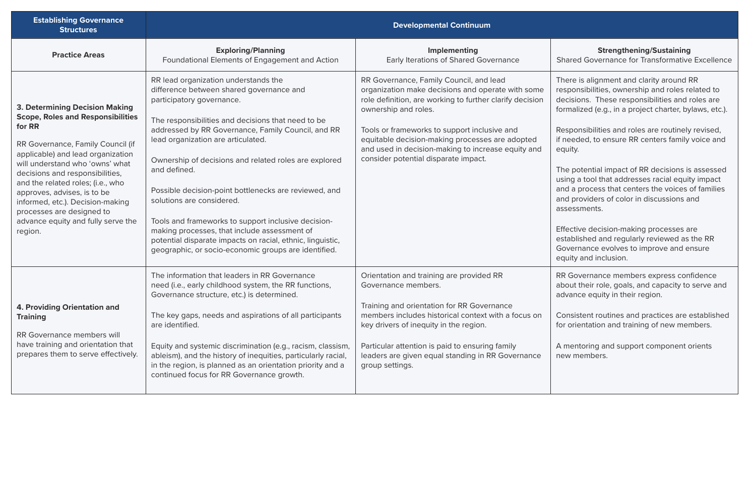| Establishing Governance Structures | Developmental Continuum | | |
|---|---|---|---|
| **Practice Areas** | **Exploring/Planning** Foundational Elements of Engagement and Action | **Implementing** Early Iterations of Shared Governance | **Strengthening/Sustaining** Shared Governance for Transformative Excellence |
| **3. Determining Decision Making Scope, Roles and Responsibilities for RR** RR Governance, Family Council (if applicable) and lead organization will understand who 'owns' what decisions and responsibilities, and the related roles; (i.e., who approves, advises, is to be informed, etc.). Decision-making processes are designed to advance equity and fully serve the region. | RR lead organization understands the difference between shared governance and participatory governance. The responsibilities and decisions that need to be addressed by RR Governance, Family Council, and RR lead organization are articulated. Ownership of decisions and related roles are explored and defined. Possible decision-point bottlenecks are reviewed, and solutions are considered. Tools and frameworks to support inclusive decision-making processes, that include assessment of potential disparate impacts on racial, ethnic, linguistic, geographic, or socio-economic groups are identified. | RR Governance, Family Council, and lead organization make decisions and operate with some role definition, are working to further clarify decision ownership and roles. Tools or frameworks to support inclusive and equitable decision-making processes are adopted and used in decision-making to increase equity and consider potential disparate impact. | There is alignment and clarity around RR responsibilities, ownership and roles related to decisions. These responsibilities and roles are formalized (e.g., in a project charter, bylaws, etc.). Responsibilities and roles are routinely revised, if needed, to ensure RR centers family voice and equity. The potential impact of RR decisions is assessed using a tool that addresses racial equity impact and a process that centers the voices of families and providers of color in discussions and assessments. Effective decision-making processes are established and regularly reviewed as the RR Governance evolves to improve and ensure equity and inclusion. |
| **4. Providing Orientation and Training** RR Governance members will have training and orientation that prepares them to serve effectively. | The information that leaders in RR Governance need (i.e., early childhood system, the RR functions, Governance structure, etc.) is determined. The key gaps, needs and aspirations of all participants are identified. Equity and systemic discrimination (e.g., racism, classism, ableism), and the history of inequities, particularly racial, in the region, is planned as an orientation priority and a continued focus for RR Governance growth. | Orientation and training are provided RR Governance members. Training and orientation for RR Governance members includes historical context with a focus on key drivers of inequity in the region. Particular attention is paid to ensuring family leaders are given equal standing in RR Governance group settings. | RR Governance members express confidence about their role, goals, and capacity to serve and advance equity in their region. Consistent routines and practices are established for orientation and training of new members. A mentoring and support component orients new members. |